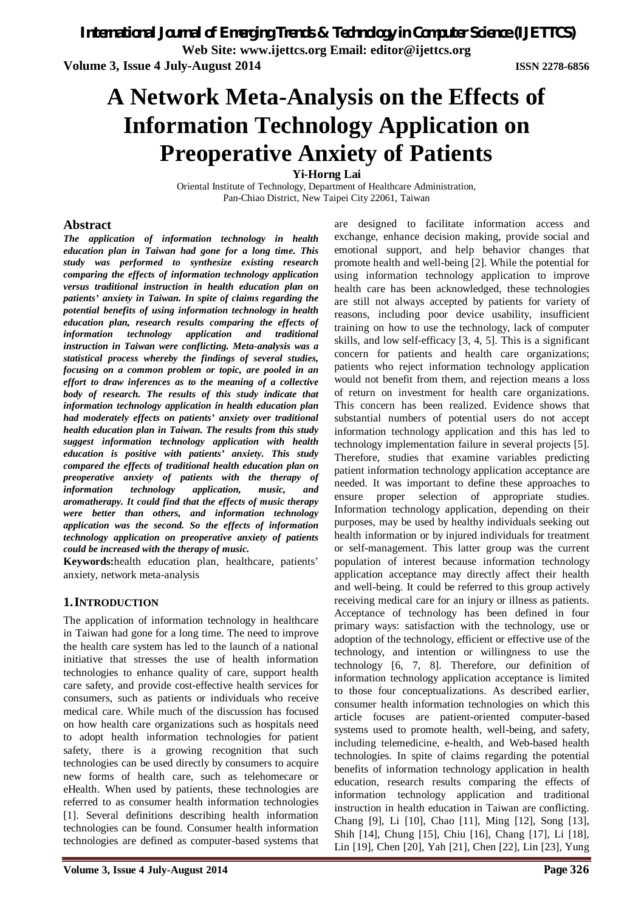# A Network Meta-Analysis on the Effects of Information Technology Application on Preoperative Anxiety of Patients

**Yi-Horng Lai**

Oriental Institute of Technology, Department of Healthcare Administration,
Pan-Chiao District, New Taipei City 22061, Taiwan

## Abstract

***The application of information technology in health education plan in Taiwan had gone for a long time. This study was performed to synthesize existing research comparing the effects of information technology application versus traditional instruction in health education plan on patients' anxiety in Taiwan. In spite of claims regarding the potential benefits of using information technology in health education plan, research results comparing the effects of information technology application and traditional instruction in Taiwan were conflicting. Meta-analysis was a statistical process whereby the findings of several studies, focusing on a common problem or topic, are pooled in an effort to draw inferences as to the meaning of a collective body of research. The results of this study indicate that information technology application in health education plan had moderately effects on patients' anxiety over traditional health education plan in Taiwan. The results from this study suggest information technology application with health education is positive with patients' anxiety. This study compared the effects of traditional health education plan on preoperative anxiety of patients with the therapy of information technology application, music, and aromatherapy. It could find that the effects of music therapy were better than others, and information technology application was the second. So the effects of information technology application on preoperative anxiety of patients could be increased with the therapy of music.***

**Keywords:**health education plan, healthcare, patients' anxiety, network meta-analysis

## 1. INTRODUCTION

The application of information technology in healthcare in Taiwan had gone for a long time. The need to improve the health care system has led to the launch of a national initiative that stresses the use of health information technologies to enhance quality of care, support health care safety, and provide cost-effective health services for consumers, such as patients or individuals who receive medical care. While much of the discussion has focused on how health care organizations such as hospitals need to adopt health information technologies for patient safety, there is a growing recognition that such technologies can be used directly by consumers to acquire new forms of health care, such as telehomecare or eHealth. When used by patients, these technologies are referred to as consumer health information technologies [1]. Several definitions describing health information technologies can be found. Consumer health information technologies are defined as computer-based systems that are designed to facilitate information access and exchange, enhance decision making, provide social and emotional support, and help behavior changes that promote health and well-being [2]. While the potential for using information technology application to improve health care has been acknowledged, these technologies are still not always accepted by patients for variety of reasons, including poor device usability, insufficient training on how to use the technology, lack of computer skills, and low self-efficacy [3, 4, 5]. This is a significant concern for patients and health care organizations; patients who reject information technology application would not benefit from them, and rejection means a loss of return on investment for health care organizations. This concern has been realized. Evidence shows that substantial numbers of potential users do not accept information technology application and this has led to technology implementation failure in several projects [5]. Therefore, studies that examine variables predicting patient information technology application acceptance are needed. It was important to define these approaches to ensure proper selection of appropriate studies. Information technology application, depending on their purposes, may be used by healthy individuals seeking out health information or by injured individuals for treatment or self-management. This latter group was the current population of interest because information technology application acceptance may directly affect their health and well-being. It could be referred to this group actively receiving medical care for an injury or illness as patients. Acceptance of technology has been defined in four primary ways: satisfaction with the technology, use or adoption of the technology, efficient or effective use of the technology, and intention or willingness to use the technology [6, 7, 8]. Therefore, our definition of information technology application acceptance is limited to those four conceptualizations. As described earlier, consumer health information technologies on which this article focuses are patient-oriented computer-based systems used to promote health, well-being, and safety, including telemedicine, e-health, and Web-based health technologies. In spite of claims regarding the potential benefits of information technology application in health education, research results comparing the effects of information technology application and traditional instruction in health education in Taiwan are conflicting. Chang [9], Li [10], Chao [11], Ming [12], Song [13], Shih [14], Chung [15], Chiu [16], Chang [17], Li [18], Lin [19], Chen [20], Yah [21], Chen [22], Lin [23], Yung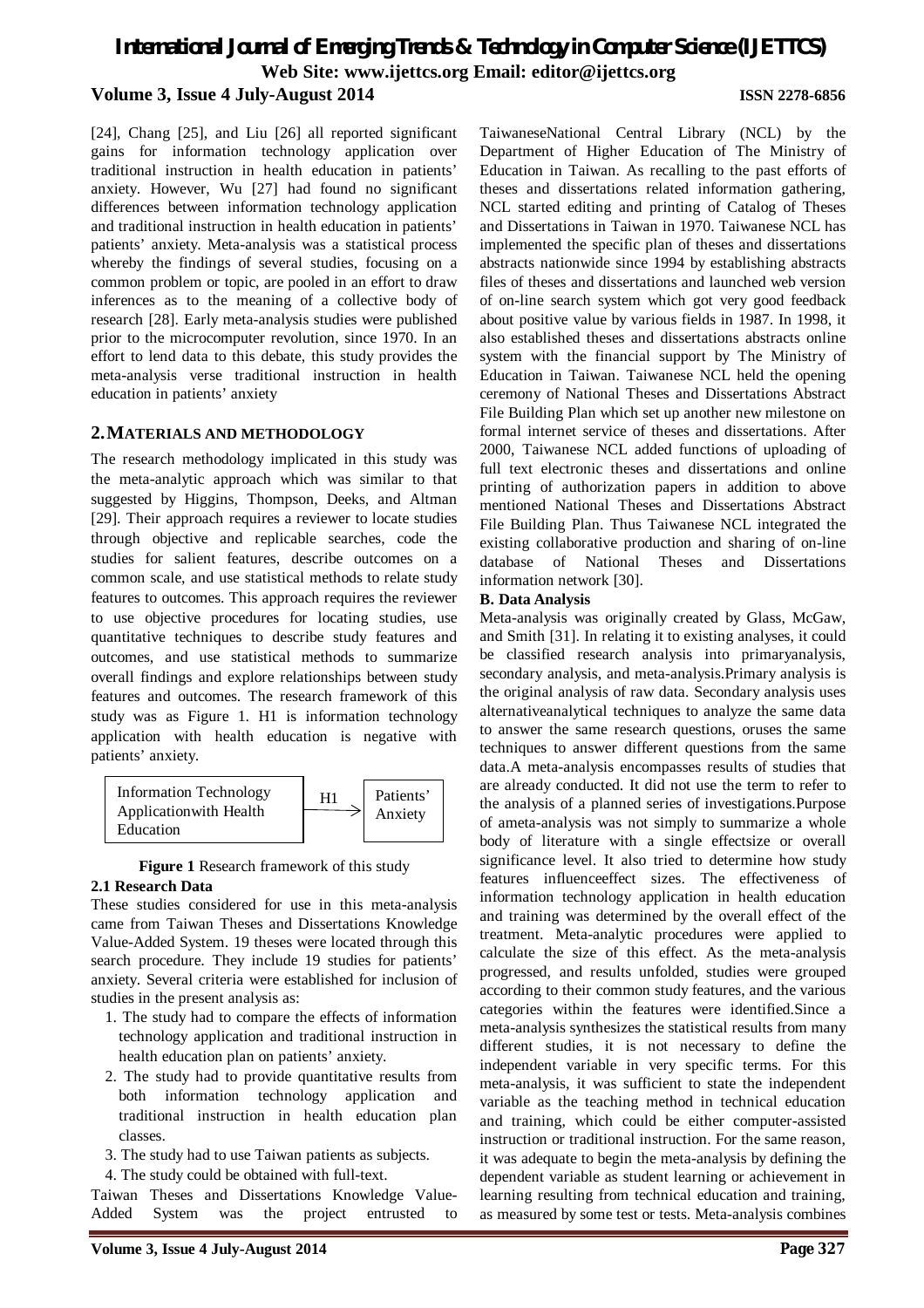[24], Chang [25], and Liu [26] all reported significant gains for information technology application over traditional instruction in health education in patients' anxiety. However, Wu [27] had found no significant differences between information technology application and traditional instruction in health education in patients' patients' anxiety. Meta-analysis was a statistical process whereby the findings of several studies, focusing on a common problem or topic, are pooled in an effort to draw inferences as to the meaning of a collective body of research [28]. Early meta-analysis studies were published prior to the microcomputer revolution, since 1970. In an effort to lend data to this debate, this study provides the meta-analysis verse traditional instruction in health education in patients' anxiety

## 2. MATERIALS AND METHODOLOGY

The research methodology implicated in this study was the meta-analytic approach which was similar to that suggested by Higgins, Thompson, Deeks, and Altman [29]. Their approach requires a reviewer to locate studies through objective and replicable searches, code the studies for salient features, describe outcomes on a common scale, and use statistical methods to relate study features to outcomes. This approach requires the reviewer to use objective procedures for locating studies, use quantitative techniques to describe study features and outcomes, and use statistical methods to summarize overall findings and explore relationships between study features and outcomes. The research framework of this study was as Figure 1. H1 is information technology application with health education is negative with patients' anxiety.

Information Technology Applicationwith Health Education → H1 → Patients' Anxiety

**Figure 1** Research framework of this study

### 2.1 Research Data

These studies considered for use in this meta-analysis came from Taiwan Theses and Dissertations Knowledge Value-Added System. 19 theses were located through this search procedure. They include 19 studies for patients' anxiety. Several criteria were established for inclusion of studies in the present analysis as:

1. The study had to compare the effects of information technology application and traditional instruction in health education plan on patients' anxiety.
2. The study had to provide quantitative results from both information technology application and traditional instruction in health education plan classes.
3. The study had to use Taiwan patients as subjects.
4. The study could be obtained with full-text.

Taiwan Theses and Dissertations Knowledge Value-Added System was the project entrusted to TaiwaneseNational Central Library (NCL) by the Department of Higher Education of The Ministry of Education in Taiwan. As recalling to the past efforts of theses and dissertations related information gathering, NCL started editing and printing of Catalog of Theses and Dissertations in Taiwan in 1970. Taiwanese NCL has implemented the specific plan of theses and dissertations abstracts nationwide since 1994 by establishing abstracts files of theses and dissertations and launched web version of on-line search system which got very good feedback about positive value by various fields in 1987. In 1998, it also established theses and dissertations abstracts online system with the financial support by The Ministry of Education in Taiwan. Taiwanese NCL held the opening ceremony of National Theses and Dissertations Abstract File Building Plan which set up another new milestone on formal internet service of theses and dissertations. After 2000, Taiwanese NCL added functions of uploading of full text electronic theses and dissertations and online printing of authorization papers in addition to above mentioned National Theses and Dissertations Abstract File Building Plan. Thus Taiwanese NCL integrated the existing collaborative production and sharing of on-line database of National Theses and Dissertations information network [30].

**B. Data Analysis**

Meta-analysis was originally created by Glass, McGaw, and Smith [31]. In relating it to existing analyses, it could be classified research analysis into primaryanalysis, secondary analysis, and meta-analysis.Primary analysis is the original analysis of raw data. Secondary analysis uses alternativeanalytical techniques to analyze the same data to answer the same research questions, oruses the same techniques to answer different questions from the same data.A meta-analysis encompasses results of studies that are already conducted. It did not use the term to refer to the analysis of a planned series of investigations.Purpose of ameta-analysis was not simply to summarize a whole body of literature with a single effectsize or overall significance level. It also tried to determine how study features influenceeffect sizes. The effectiveness of information technology application in health education and training was determined by the overall effect of the treatment. Meta-analytic procedures were applied to calculate the size of this effect. As the meta-analysis progressed, and results unfolded, studies were grouped according to their common study features, and the various categories within the features were identified.Since a meta-analysis synthesizes the statistical results from many different studies, it is not necessary to define the independent variable in very specific terms. For this meta-analysis, it was sufficient to state the independent variable as the teaching method in technical education and training, which could be either computer-assisted instruction or traditional instruction. For the same reason, it was adequate to begin the meta-analysis by defining the dependent variable as student learning or achievement in learning resulting from technical education and training, as measured by some test or tests. Meta-analysis combines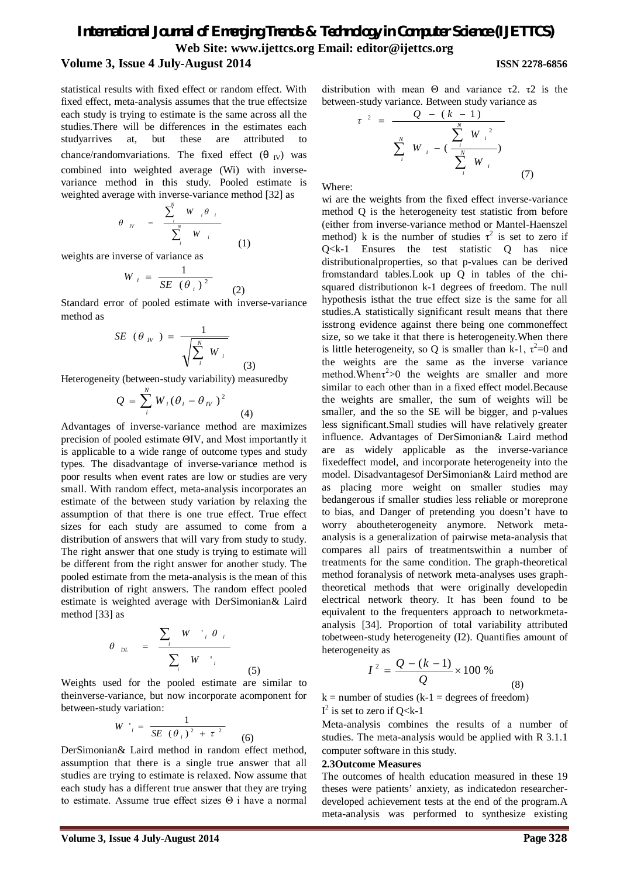statistical results with fixed effect or random effect. With fixed effect, meta-analysis assumes that the true effectsize each study is trying to estimate is the same across all the studies.There will be differences in the estimates each studyarrives at, but these are attributed to chance/randomvariations. The fixed effect ($\theta_{IV}$) was combined into weighted average (Wi) with inverse-variance method in this study. Pooled estimate is weighted average with inverse-variance method [32] as

$$\theta_{IV} = \frac{\sum_i^N W_i \theta_i}{\sum_i^N W_i} \quad (1)$$

weights are inverse of variance as

$$W_i = \frac{1}{SE(\theta_i)^2} \quad (2)$$

Standard error of pooled estimate with inverse-variance method as

$$SE(\theta_{IV}) = \frac{1}{\sqrt{\sum_i^N W_i}} \quad (3)$$

Heterogeneity (between-study variability) measuredby

$$Q = \sum_i^N W_i (\theta_i - \theta_{IV})^2 \quad (4)$$

Advantages of inverse-variance method are maximizes precision of pooled estimate ΘIV, and Most importantly it is applicable to a wide range of outcome types and study types. The disadvantage of inverse-variance method is poor results when event rates are low or studies are very small. With random effect, meta-analysis incorporates an estimate of the between study variation by relaxing the assumption of that there is one true effect. True effect sizes for each study are assumed to come from a distribution of answers that will vary from study to study. The right answer that one study is trying to estimate will be different from the right answer for another study. The pooled estimate from the meta-analysis is the mean of this distribution of right answers. The random effect pooled estimate is weighted average with DerSimonian& Laird method [33] as

$$\theta_{DL} = \frac{\sum_i W'_i \theta_i}{\sum_i W'_i} \quad (5)$$

Weights used for the pooled estimate are similar to theinverse-variance, but now incorporate acomponent for between-study variation:

$$W'_i = \frac{1}{SE(\theta_i)^2 + \tau^2} \quad (6)$$

DerSimonian& Laird method in random effect method, assumption that there is a single true answer that all studies are trying to estimate is relaxed. Now assume that each study has a different true answer that they are trying to estimate. Assume true effect sizes Θ i have a normal distribution with mean Θ and variance τ2. τ2 is the between-study variance. Between study variance as

$$\tau^2 = \frac{Q - (k-1)}{\sum_i^N W_i - \left(\frac{\sum_i^N W_i^2}{\sum_i^N W_i}\right)} \quad (7)$$

Where:

wi are the weights from the fixed effect inverse-variance method Q is the heterogeneity test statistic from before (either from inverse-variance method or Mantel-Haenszel method) k is the number of studies $\tau^2$ is set to zero if Q<k-1 Ensures the test statistic Q has nice distributionalproperties, so that p-values can be derived fromstandard tables.Look up Q in tables of the chi-squared distributionon k-1 degrees of freedom. The null hypothesis isthat the true effect size is the same for all studies.A statistically significant result means that there isstrong evidence against there being one commoneffect size, so we take it that there is heterogeneity.When there is little heterogeneity, so Q is smaller than k-1, $\tau^2$=0 and the weights are the same as the inverse variance method.When$\tau^2$>0 the weights are smaller and more similar to each other than in a fixed effect model.Because the weights are smaller, the sum of weights will be smaller, and the so the SE will be bigger, and p-values less significant.Small studies will have relatively greater influence. Advantages of DerSimonian& Laird method are as widely applicable as the inverse-variance fixedeffect model, and incorporate heterogeneity into the model. Disadvantagesof DerSimonian& Laird method are as placing more weight on smaller studies may bedangerous if smaller studies less reliable or moreprone to bias, and Danger of pretending you doesn't have to worry aboutheterogeneity anymore. Network meta-analysis is a generalization of pairwise meta-analysis that compares all pairs of treatmentswithin a number of treatments for the same condition. The graph-theoretical method foranalysis of network meta-analyses uses graph-theoretical methods that were originally developedin electrical network theory. It has been found to be equivalent to the frequenters approach to networkmeta-analysis [34]. Proportion of total variability attributed tobetween-study heterogeneity (I2). Quantifies amount of heterogeneity as

$$I^2 = \frac{Q - (k-1)}{Q} \times 100\,\% \quad (8)$$

k = number of studies (k-1 = degrees of freedom)

$I^2$ is set to zero if Q<k-1

Meta-analysis combines the results of a number of studies. The meta-analysis would be applied with R 3.1.1 computer software in this study.

**2.3Outcome Measures**

The outcomes of health education measured in these 19 theses were patients' anxiety, as indicatedon researcher-developed achievement tests at the end of the program.A meta-analysis was performed to synthesize existing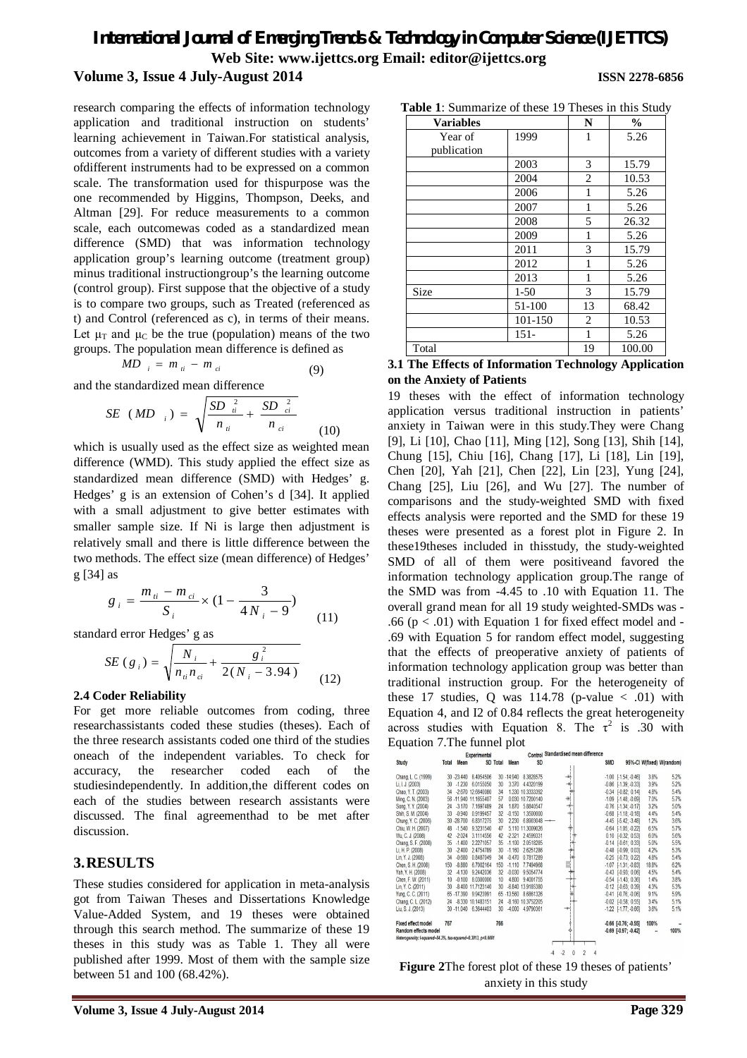research comparing the effects of information technology application and traditional instruction on students' learning achievement in Taiwan.For statistical analysis, outcomes from a variety of different studies with a variety ofdifferent instruments had to be expressed on a common scale. The transformation used for thispurpose was the one recommended by Higgins, Thompson, Deeks, and Altman [29]. For reduce measurements to a common scale, each outcomewas coded as a standardized mean difference (SMD) that was information technology application group's learning outcome (treatment group) minus traditional instructiongroup's the learning outcome (control group). First suppose that the objective of a study is to compare two groups, such as Treated (referenced as t) and Control (referenced as c), in terms of their means. Let $\mu_T$ and $\mu_C$ be the true (population) means of the two groups. The population mean difference is defined as

$$MD_i = m_{ti} - m_{ci} \tag{9}$$

and the standardized mean difference

$$SE(MD_i) = \sqrt{\frac{SD_{ti}^2}{n_{ti}} + \frac{SD_{ci}^2}{n_{ci}}} \tag{10}$$

which is usually used as the effect size as weighted mean difference (WMD). This study applied the effect size as standardized mean difference (SMD) with Hedges' g. Hedges' g is an extension of Cohen's d [34]. It applied with a small adjustment to give better estimates with smaller sample size. If Ni is large then adjustment is relatively small and there is little difference between the two methods. The effect size (mean difference) of Hedges' g [34] as

$$g_i = \frac{m_{ti} - m_{ci}}{S_i} \times \left(1 - \frac{3}{4N_i - 9}\right) \tag{11}$$

standard error Hedges' g as

$$SE(g_i) = \sqrt{\frac{N_i}{n_{ti} n_{ci}} + \frac{g_i^2}{2(N_i - 3.94)}} \tag{12}$$

### 2.4 Coder Reliability

For get more reliable outcomes from coding, three researchassistants coded these studies (theses). Each of the three research assistants coded one third of the studies oneach of the independent variables. To check for accuracy, the researcher coded each of the studiesindependently. In addition,the different codes on each of the studies between research assistants were discussed. The final agreementhad to be met after discussion.

## 3. RESULTS

These studies considered for application in meta-analysis got from Taiwan Theses and Dissertations Knowledge Value-Added System, and 19 theses were obtained through this search method. The summarize of these 19 theses in this study was as Table 1. They all were published after 1999. Most of them with the sample size between 51 and 100 (68.42%).

**Table 1**: Summarize of these 19 Theses in this Study

| Variables | | N | % |
|---|---|---|---|
| Year of publication | 1999 | 1 | 5.26 |
| | 2003 | 3 | 15.79 |
| | 2004 | 2 | 10.53 |
| | 2006 | 1 | 5.26 |
| | 2007 | 1 | 5.26 |
| | 2008 | 5 | 26.32 |
| | 2009 | 1 | 5.26 |
| | 2011 | 3 | 15.79 |
| | 2012 | 1 | 5.26 |
| | 2013 | 1 | 5.26 |
| Size | 1-50 | 3 | 15.79 |
| | 51-100 | 13 | 68.42 |
| | 101-150 | 2 | 10.53 |
| | 151- | 1 | 5.26 |
| Total | | 19 | 100.00 |

### 3.1 The Effects of Information Technology Application on the Anxiety of Patients

19 theses with the effect of information technology application versus traditional instruction in patients' anxiety in Taiwan were in this study.They were Chang [9], Li [10], Chao [11], Ming [12], Song [13], Shih [14], Chung [15], Chiu [16], Chang [17], Li [18], Lin [19], Chen [20], Yah [21], Chen [22], Lin [23], Yung [24], Chang [25], Liu [26], and Wu [27]. The number of comparisons and the study-weighted SMD with fixed effects analysis were reported and the SMD for these 19 theses were presented as a forest plot in Figure 2. In these19theses included in thisstudy, the study-weighted SMD of all of them were positiveand favored the information technology application group.The range of the SMD was from -4.45 to .10 with Equation 11. The overall grand mean for all 19 study weighted-SMDs was -.66 ($p < .01$) with Equation 1 for fixed effect model and -.69 with Equation 5 for random effect model, suggesting that the effects of preoperative anxiety of patients of information technology application group was better than traditional instruction group. For the heterogeneity of these 17 studies, Q was 114.78 (p-value < .01) with Equation 4, and I2 of 0.84 reflects the great heterogeneity across studies with Equation 8. The $\tau^2$ is .30 with Equation 7.The funnel plot

| Study | Experimental Total | Mean | SD | Control Total | Mean | SD | SMD | 95%-CI | W(fixed) | W(random) |
|---|---|---|---|---|---|---|---|---|---|---|
| Chang, L. C. (1999) | 30 | -23.440 | 8.4064506 | 30 | -14.940 | 8.3829575 | -1.00 | [-1.54; -0.46] | 3.8% | 5.2% |
| Li, I. J. (2003) | 30 | -1.230 | 6.0155050 | 30 | 3.370 | 4.4320199 | -0.86 | [-1.39; -0.33] | 3.9% | 5.2% |
| Chao, Y. T. (2003) | 34 | -2.670 | 12.6640080 | 34 | 1.330 | 10.3333392 | -0.34 | [-0.82; 0.14] | 4.8% | 5.4% |
| Ming, C. N. (2003) | 56 | -11.940 | 11.1655407 | 57 | 0.030 | 10.7200140 | -1.09 | [-1.48; -0.69] | 7.0% | 5.7% |
| Song, Y. Y. (2004) | 24 | -3.170 | 7.1697489 | 24 | 1.870 | 5.8840547 | -0.76 | [-1.34; -0.17] | 3.2% | 5.0% |
| Shih, S. M. (2004) | 33 | -0.940 | 0.9199457 | 32 | -0.150 | 1.3500000 | -0.68 | [-1.18; -0.18] | 4.4% | 5.4% |
| Chung, Y. C. (2006) | 30 | -28.700 | 6.8317275 | 30 | 2.230 | 6.8903048 | -4.45 | [-5.42; -3.48] | 1.2% | 3.6% |
| Chiu, W. H. (2007) | 48 | -1.540 | 9.3231540 | 47 | 5.110 | 11.3009026 | -0.64 | [-1.05; -0.22] | 6.5% | 5.7% |
| Wu, C. J. (2008) | 42 | -2.024 | 3.1114556 | 42 | -2.321 | 2.4599331 | 0.10 | [-0.32; 0.53] | 6.0% | 5.6% |
| Chang, S. F. (2008) | 35 | -1.400 | 2.2271057 | 35 | -1.100 | 2.0518285 | -0.14 | [-0.61; 0.33] | 5.0% | 5.5% |
| Li, H. P. (2008) | 30 | -2.400 | 2.4754789 | 30 | -1.160 | 2.6251288 | -0.48 | [-0.99; 0.03] | 4.2% | 5.3% |
| Lin, Y. J. (2008) | 34 | -0.680 | 0.8497049 | 34 | -0.470 | 0.7817289 | -0.25 | [-0.73; 0.22] | 4.8% | 5.4% |
| Chen, S. H. (2008) | 150 | -8.880 | 8.7002164 | 150 | -1.110 | 7.7494968 | -1.07 | [-1.31; -0.83] | 18.8% | 6.2% |
| Yah, Y. H. (2008) | 32 | -4.130 | 9.2442036 | 32 | -0.030 | 9.5054774 | -0.43 | [-0.93; 0.06] | 4.5% | 5.4% |
| Chen, F. W. (2011) | 10 | -0.100 | 8.0300000 | 10 | 4.800 | 9.4001755 | -0.54 | [-1.43; 0.36] | 1.4% | 3.8% |
| Lin, Y. C. (2011) | 30 | -8.400 | 11.7123140 | 30 | -6.840 | 13.9185380 | -0.12 | [-0.63; 0.39] | 4.3% | 5.3% |
| Yung, C. C. (2011) | 65 | -17.390 | 9.9423991 | 65 | -13.560 | 8.6861326 | -0.41 | [-0.76; -0.06] | 9.1% | 5.9% |
| Chang, C. L. (2012) | 24 | -8.330 | 10.1483151 | 24 | -8.160 | 10.3752205 | -0.02 | [-0.58; 0.55] | 3.4% | 5.1% |
| Liu, S. J. (2013) | 30 | -11.040 | 6.3644403 | 30 | -4.000 | 4.9790361 | -1.22 | [-1.77; -0.66] | 3.6% | 5.1% |
| Fixed effect model | 767 | | | 766 | | | -0.66 | [-0.76; -0.55] | 100% | -- |
| Random effects model | | | | | | | -0.69 | [-0.97; -0.42] | -- | 100% |

Heterogeneity: I-squared=84.3%, tau-squared=0.3013, p<0.0001

**Figure 2**The forest plot of these 19 theses of patients' anxiety in this study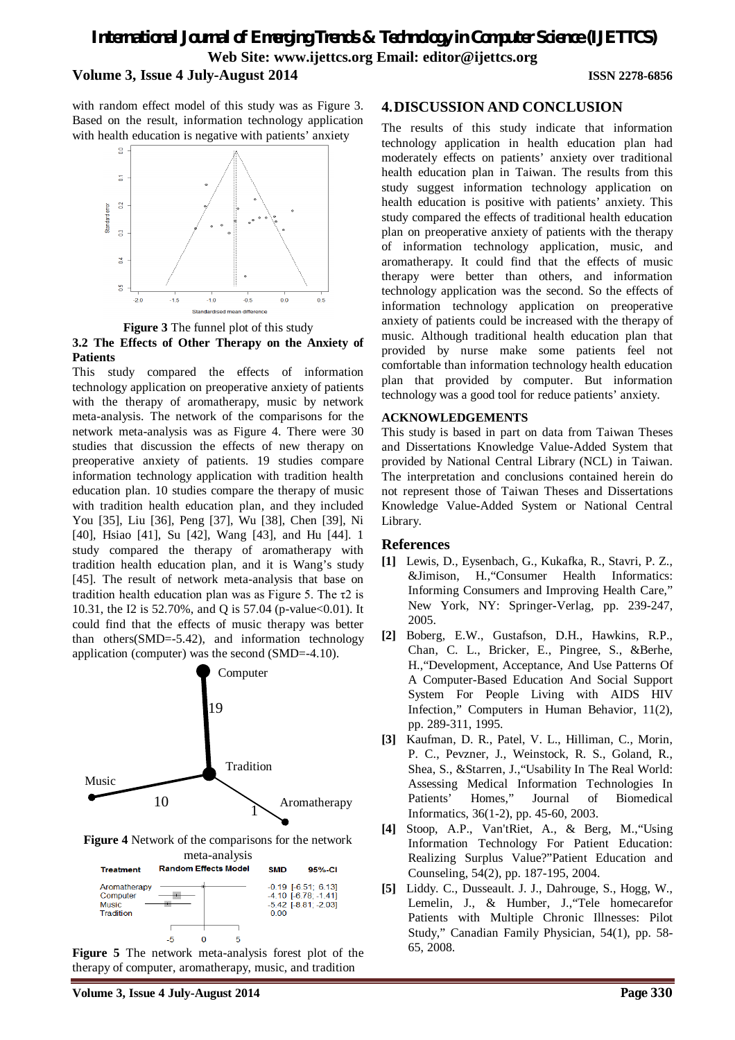with random effect model of this study was as Figure 3. Based on the result, information technology application with health education is negative with patients' anxiety

**Figure 3** The funnel plot of this study

### 3.2 The Effects of Other Therapy on the Anxiety of Patients

This study compared the effects of information technology application on preoperative anxiety of patients with the therapy of aromatherapy, music by network meta-analysis. The network of the comparisons for the network meta-analysis was as Figure 4. There were 30 studies that discussion the effects of new therapy on preoperative anxiety of patients. 19 studies compare information technology application with tradition health education plan. 10 studies compare the therapy of music with tradition health education plan, and they included You [35], Liu [36], Peng [37], Wu [38], Chen [39], Ni [40], Hsiao [41], Su [42], Wang [43], and Hu [44]. 1 study compared the therapy of aromatherapy with tradition health education plan, and it is Wang's study [45]. The result of network meta-analysis that base on tradition health education plan was as Figure 5. The $\tau^2$ is 10.31, the I2 is 52.70%, and Q is 57.04 (p-value<0.01). It could find that the effects of music therapy was better than others(SMD=-5.42), and information technology application (computer) was the second (SMD=-4.10).

**Figure 4** Network of the comparisons for the network meta-analysis

| Treatment | SMD | 95%-CI |
|---|---|---|
| Aromatherapy | -0.19 | [-6.51; 6.13] |
| Computer | -4.10 | [-6.78; -1.41] |
| Music | -5.42 | [-8.81; -2.03] |
| Tradition | 0.00 | |

**Figure 5** The network meta-analysis forest plot of the therapy of computer, aromatherapy, music, and tradition

## 4. DISCUSSION AND CONCLUSION

The results of this study indicate that information technology application in health education plan had moderately effects on patients' anxiety over traditional health education plan in Taiwan. The results from this study suggest information technology application on health education is positive with patients' anxiety. This study compared the effects of traditional health education plan on preoperative anxiety of patients with the therapy of information technology application, music, and aromatherapy. It could find that the effects of music therapy were better than others, and information technology application was the second. So the effects of information technology application on preoperative anxiety of patients could be increased with the therapy of music. Although traditional health education plan that provided by nurse make some patients feel not comfortable than information technology health education plan that provided by computer. But information technology was a good tool for reduce patients' anxiety.

### ACKNOWLEDGEMENTS

This study is based in part on data from Taiwan Theses and Dissertations Knowledge Value-Added System that provided by National Central Library (NCL) in Taiwan. The interpretation and conclusions contained herein do not represent those of Taiwan Theses and Dissertations Knowledge Value-Added System or National Central Library.

## References

**[1]** Lewis, D., Eysenbach, G., Kukafka, R., Stavri, P. Z., &Jimison, H.,"Consumer Health Informatics: Informing Consumers and Improving Health Care," New York, NY: Springer-Verlag, pp. 239-247, 2005.

**[2]** Boberg, E.W., Gustafson, D.H., Hawkins, R.P., Chan, C. L., Bricker, E., Pingree, S., &Berhe, H.,"Development, Acceptance, And Use Patterns Of A Computer-Based Education And Social Support System For People Living with AIDS HIV Infection," Computers in Human Behavior, 11(2), pp. 289-311, 1995.

**[3]** Kaufman, D. R., Patel, V. L., Hilliman, C., Morin, P. C., Pevzner, J., Weinstock, R. S., Goland, R., Shea, S., &Starren, J.,"Usability In The Real World: Assessing Medical Information Technologies In Patients' Homes," Journal of Biomedical Informatics, 36(1-2), pp. 45-60, 2003.

**[4]** Stoop, A.P., Van'tRiet, A., & Berg, M.,"Using Information Technology For Patient Education: Realizing Surplus Value?"Patient Education and Counseling, 54(2), pp. 187-195, 2004.

**[5]** Liddy. C., Dusseault. J. J., Dahrouge, S., Hogg, W., Lemelin, J., & Humber, J.,"Tele homecarefor Patients with Multiple Chronic Illnesses: Pilot Study," Canadian Family Physician, 54(1), pp. 58-65, 2008.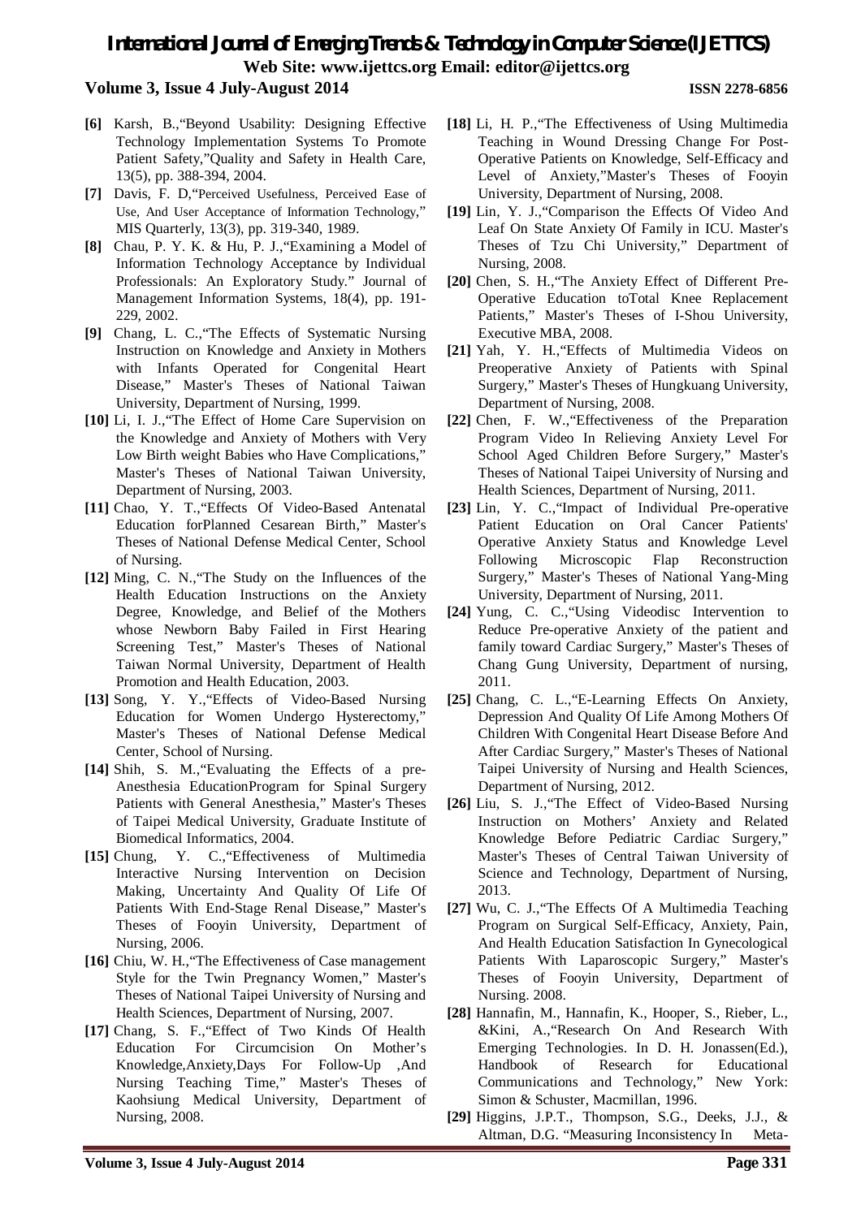- **[6]** Karsh, B.,"Beyond Usability: Designing Effective Technology Implementation Systems To Promote Patient Safety,"Quality and Safety in Health Care, 13(5), pp. 388-394, 2004.
- **[7]** Davis, F. D,"Perceived Usefulness, Perceived Ease of Use, And User Acceptance of Information Technology," MIS Quarterly, 13(3), pp. 319-340, 1989.
- **[8]** Chau, P. Y. K. & Hu, P. J.,"Examining a Model of Information Technology Acceptance by Individual Professionals: An Exploratory Study." Journal of Management Information Systems, 18(4), pp. 191-229, 2002.
- **[9]** Chang, L. C.,"The Effects of Systematic Nursing Instruction on Knowledge and Anxiety in Mothers with Infants Operated for Congenital Heart Disease," Master's Theses of National Taiwan University, Department of Nursing, 1999.
- **[10]** Li, I. J.,"The Effect of Home Care Supervision on the Knowledge and Anxiety of Mothers with Very Low Birth weight Babies who Have Complications," Master's Theses of National Taiwan University, Department of Nursing, 2003.
- **[11]** Chao, Y. T.,"Effects Of Video-Based Antenatal Education forPlanned Cesarean Birth," Master's Theses of National Defense Medical Center, School of Nursing.
- **[12]** Ming, C. N.,"The Study on the Influences of the Health Education Instructions on the Anxiety Degree, Knowledge, and Belief of the Mothers whose Newborn Baby Failed in First Hearing Screening Test," Master's Theses of National Taiwan Normal University, Department of Health Promotion and Health Education, 2003.
- **[13]** Song, Y. Y.,"Effects of Video-Based Nursing Education for Women Undergo Hysterectomy," Master's Theses of National Defense Medical Center, School of Nursing.
- **[14]** Shih, S. M.,"Evaluating the Effects of a pre-Anesthesia EducationProgram for Spinal Surgery Patients with General Anesthesia," Master's Theses of Taipei Medical University, Graduate Institute of Biomedical Informatics, 2004.
- **[15]** Chung, Y. C.,"Effectiveness of Multimedia Interactive Nursing Intervention on Decision Making, Uncertainty And Quality Of Life Of Patients With End-Stage Renal Disease," Master's Theses of Fooyin University, Department of Nursing, 2006.
- **[16]** Chiu, W. H.,"The Effectiveness of Case management Style for the Twin Pregnancy Women," Master's Theses of National Taipei University of Nursing and Health Sciences, Department of Nursing, 2007.
- **[17]** Chang, S. F.,"Effect of Two Kinds Of Health Education For Circumcision On Mother's Knowledge,Anxiety,Days For Follow-Up ,And Nursing Teaching Time," Master's Theses of Kaohsiung Medical University, Department of Nursing, 2008.
- **[18]** Li, H. P.,"The Effectiveness of Using Multimedia Teaching in Wound Dressing Change For Post-Operative Patients on Knowledge, Self-Efficacy and Level of Anxiety,"Master's Theses of Fooyin University, Department of Nursing, 2008.
- **[19]** Lin, Y. J.,"Comparison the Effects Of Video And Leaf On State Anxiety Of Family in ICU. Master's Theses of Tzu Chi University," Department of Nursing, 2008.
- **[20]** Chen, S. H.,"The Anxiety Effect of Different Pre-Operative Education toTotal Knee Replacement Patients," Master's Theses of I-Shou University, Executive MBA, 2008.
- **[21]** Yah, Y. H.,"Effects of Multimedia Videos on Preoperative Anxiety of Patients with Spinal Surgery," Master's Theses of Hungkuang University, Department of Nursing, 2008.
- **[22]** Chen, F. W.,"Effectiveness of the Preparation Program Video In Relieving Anxiety Level For School Aged Children Before Surgery," Master's Theses of National Taipei University of Nursing and Health Sciences, Department of Nursing, 2011.
- **[23]** Lin, Y. C.,"Impact of Individual Pre-operative Patient Education on Oral Cancer Patients' Operative Anxiety Status and Knowledge Level Following Microscopic Flap Reconstruction Surgery," Master's Theses of National Yang-Ming University, Department of Nursing, 2011.
- **[24]** Yung, C. C.,"Using Videodisc Intervention to Reduce Pre-operative Anxiety of the patient and family toward Cardiac Surgery," Master's Theses of Chang Gung University, Department of nursing, 2011.
- **[25]** Chang, C. L.,"E-Learning Effects On Anxiety, Depression And Quality Of Life Among Mothers Of Children With Congenital Heart Disease Before And After Cardiac Surgery," Master's Theses of National Taipei University of Nursing and Health Sciences, Department of Nursing, 2012.
- **[26]** Liu, S. J.,"The Effect of Video-Based Nursing Instruction on Mothers' Anxiety and Related Knowledge Before Pediatric Cardiac Surgery," Master's Theses of Central Taiwan University of Science and Technology, Department of Nursing, 2013.
- **[27]** Wu, C. J.,"The Effects Of A Multimedia Teaching Program on Surgical Self-Efficacy, Anxiety, Pain, And Health Education Satisfaction In Gynecological Patients With Laparoscopic Surgery," Master's Theses of Fooyin University, Department of Nursing. 2008.
- **[28]** Hannafin, M., Hannafin, K., Hooper, S., Rieber, L., &Kini, A.,"Research On And Research With Emerging Technologies. In D. H. Jonassen(Ed.), Handbook of Research for Educational Communications and Technology," New York: Simon & Schuster, Macmillan, 1996.
- **[29]** Higgins, J.P.T., Thompson, S.G., Deeks, J.J., & Altman, D.G. "Measuring Inconsistency In Meta-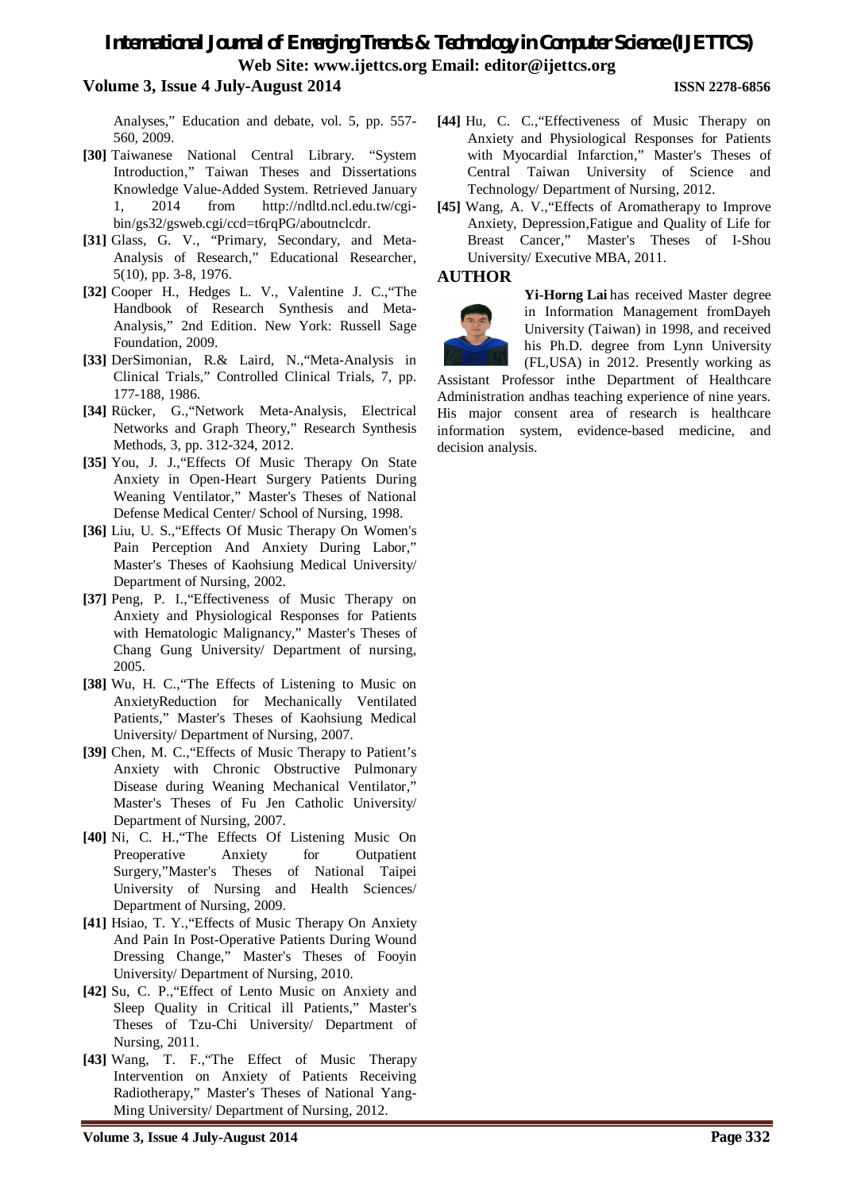Analyses," Education and debate, vol. 5, pp. 557-560, 2009.

**[30]** Taiwanese National Central Library. "System Introduction," Taiwan Theses and Dissertations Knowledge Value-Added System. Retrieved January 1, 2014 from http://ndltd.ncl.edu.tw/cgi-bin/gs32/gsweb.cgi/ccd=t6rqPG/aboutnclcdr.

**[31]** Glass, G. V., "Primary, Secondary, and Meta-Analysis of Research," Educational Researcher, 5(10), pp. 3-8, 1976.

**[32]** Cooper H., Hedges L. V., Valentine J. C.,"The Handbook of Research Synthesis and Meta-Analysis," 2nd Edition. New York: Russell Sage Foundation, 2009.

**[33]** DerSimonian, R.& Laird, N.,"Meta-Analysis in Clinical Trials," Controlled Clinical Trials, 7, pp. 177-188, 1986.

**[34]** Rücker, G.,"Network Meta-Analysis, Electrical Networks and Graph Theory," Research Synthesis Methods, 3, pp. 312-324, 2012.

**[35]** You, J. J.,"Effects Of Music Therapy On State Anxiety in Open-Heart Surgery Patients During Weaning Ventilator," Master's Theses of National Defense Medical Center/ School of Nursing, 1998.

**[36]** Liu, U. S.,"Effects Of Music Therapy On Women's Pain Perception And Anxiety During Labor," Master's Theses of Kaohsiung Medical University/ Department of Nursing, 2002.

**[37]** Peng, P. I.,"Effectiveness of Music Therapy on Anxiety and Physiological Responses for Patients with Hematologic Malignancy," Master's Theses of Chang Gung University/ Department of nursing, 2005.

**[38]** Wu, H. C.,"The Effects of Listening to Music on AnxietyReduction for Mechanically Ventilated Patients," Master's Theses of Kaohsiung Medical University/ Department of Nursing, 2007.

**[39]** Chen, M. C.,"Effects of Music Therapy to Patient's Anxiety with Chronic Obstructive Pulmonary Disease during Weaning Mechanical Ventilator," Master's Theses of Fu Jen Catholic University/ Department of Nursing, 2007.

**[40]** Ni, C. H.,"The Effects Of Listening Music On Preoperative Anxiety for Outpatient Surgery,"Master's Theses of National Taipei University of Nursing and Health Sciences/ Department of Nursing, 2009.

**[41]** Hsiao, T. Y.,"Effects of Music Therapy On Anxiety And Pain In Post-Operative Patients During Wound Dressing Change," Master's Theses of Fooyin University/ Department of Nursing, 2010.

**[42]** Su, C. P.,"Effect of Lento Music on Anxiety and Sleep Quality in Critical ill Patients," Master's Theses of Tzu-Chi University/ Department of Nursing, 2011.

**[43]** Wang, T. F.,"The Effect of Music Therapy Intervention on Anxiety of Patients Receiving Radiotherapy," Master's Theses of National Yang-Ming University/ Department of Nursing, 2012.

**[44]** Hu, C. C.,"Effectiveness of Music Therapy on Anxiety and Physiological Responses for Patients with Myocardial Infarction," Master's Theses of Central Taiwan University of Science and Technology/ Department of Nursing, 2012.

**[45]** Wang, A. V.,"Effects of Aromatherapy to Improve Anxiety, Depression,Fatigue and Quality of Life for Breast Cancer," Master's Theses of I-Shou University/ Executive MBA, 2011.

## AUTHOR

**Yi-Horng Lai** has received Master degree in Information Management fromDayeh University (Taiwan) in 1998, and received his Ph.D. degree from Lynn University (FL,USA) in 2012. Presently working as Assistant Professor inthe Department of Healthcare Administration andhas teaching experience of nine years. His major consent area of research is healthcare information system, evidence-based medicine, and decision analysis.